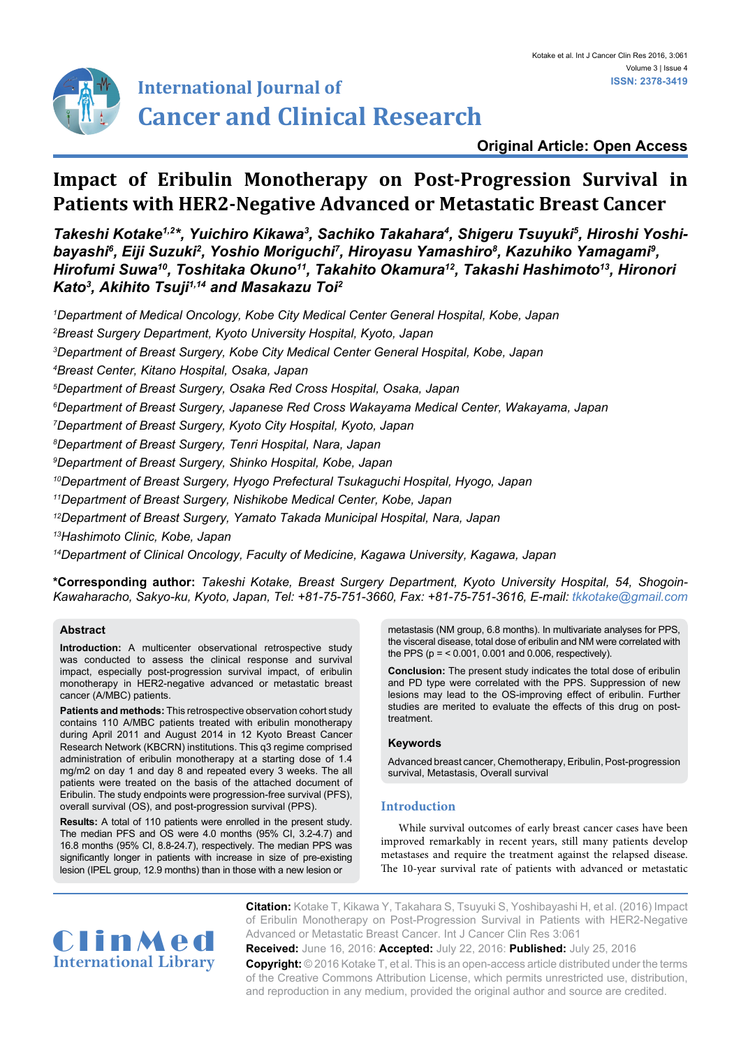International Journal of Cancer and Clinical Research

Original Article: Open Access

# Impact of Eribulin Monotherapy on Post-Progression Survival in Patients with HER2-Negative Advanced or Metastatic Breast Cancer

***Takeshi Kotake[1,2]*, Yuichiro Kikawa[3], Sachiko Takahara[4], Shigeru Tsuyuki[5], Hiroshi Yoshibayashi[6], Eiji Suzuki[2], Yoshio Moriguchi[7], Hiroyasu Yamashiro[8], Kazuhiko Yamagami[9], Hirofumi Suwa[10], Toshitaka Okuno[11], Takahito Okamura[12], Takashi Hashimoto[13], Hironori Kato[3], Akihito Tsuji[1,14] and Masakazu Toi[2]***

*[1]Department of Medical Oncology, Kobe City Medical Center General Hospital, Kobe, Japan*
*[2]Breast Surgery Department, Kyoto University Hospital, Kyoto, Japan*
*[3]Department of Breast Surgery, Kobe City Medical Center General Hospital, Kobe, Japan*
*[4]Breast Center, Kitano Hospital, Osaka, Japan*
*[5]Department of Breast Surgery, Osaka Red Cross Hospital, Osaka, Japan*
*[6]Department of Breast Surgery, Japanese Red Cross Wakayama Medical Center, Wakayama, Japan*
*[7]Department of Breast Surgery, Kyoto City Hospital, Kyoto, Japan*
*[8]Department of Breast Surgery, Tenri Hospital, Nara, Japan*
*[9]Department of Breast Surgery, Shinko Hospital, Kobe, Japan*
*[10]Department of Breast Surgery, Hyogo Prefectural Tsukaguchi Hospital, Hyogo, Japan*
*[11]Department of Breast Surgery, Nishikobe Medical Center, Kobe, Japan*
*[12]Department of Breast Surgery, Yamato Takada Municipal Hospital, Nara, Japan*
*[13]Hashimoto Clinic, Kobe, Japan*
*[14]Department of Clinical Oncology, Faculty of Medicine, Kagawa University, Kagawa, Japan*

**\*Corresponding author:** *Takeshi Kotake, Breast Surgery Department, Kyoto University Hospital, 54, Shogoin-Kawaharacho, Sakyo-ku, Kyoto, Japan, Tel: +81-75-751-3660, Fax: +81-75-751-3616, E-mail: tkkotake@gmail.com*

## Abstract

**Introduction:** A multicenter observational retrospective study was conducted to assess the clinical response and survival impact, especially post-progression survival impact, of eribulin monotherapy in HER2-negative advanced or metastatic breast cancer (A/MBC) patients.

**Patients and methods:** This retrospective observation cohort study contains 110 A/MBC patients treated with eribulin monotherapy during April 2011 and August 2014 in 12 Kyoto Breast Cancer Research Network (KBCRN) institutions. This q3 regime comprised administration of eribulin monotherapy at a starting dose of 1.4 mg/m2 on day 1 and day 8 and repeated every 3 weeks. The all patients were treated on the basis of the attached document of Eribulin. The study endpoints were progression-free survival (PFS), overall survival (OS), and post-progression survival (PPS).

**Results:** A total of 110 patients were enrolled in the present study. The median PFS and OS were 4.0 months (95% CI, 3.2-4.7) and 16.8 months (95% CI, 8.8-24.7), respectively. The median PPS was significantly longer in patients with increase in size of pre-existing lesion (IPEL group, 12.9 months) than in those with a new lesion or metastasis (NM group, 6.8 months). In multivariate analyses for PPS, the visceral disease, total dose of eribulin and NM were correlated with the PPS (p = < 0.001, 0.001 and 0.006, respectively).

**Conclusion:** The present study indicates the total dose of eribulin and PD type were correlated with the PPS. Suppression of new lesions may lead to the OS-improving effect of eribulin. Further studies are merited to evaluate the effects of this drug on post-treatment.

## Keywords

Advanced breast cancer, Chemotherapy, Eribulin, Post-progression survival, Metastasis, Overall survival

## Introduction

While survival outcomes of early breast cancer cases have been improved remarkably in recent years, still many patients develop metastases and require the treatment against the relapsed disease. The 10-year survival rate of patients with advanced or metastatic

**Citation:** Kotake T, Kikawa Y, Takahara S, Tsuyuki S, Yoshibayashi H, et al. (2016) Impact of Eribulin Monotherapy on Post-Progression Survival in Patients with HER2-Negative Advanced or Metastatic Breast Cancer. Int J Cancer Clin Res 3:061

**Received:** June 16, 2016: **Accepted:** July 22, 2016: **Published:** July 25, 2016

**Copyright:** © 2016 Kotake T, et al. This is an open-access article distributed under the terms of the Creative Commons Attribution License, which permits unrestricted use, distribution, and reproduction in any medium, provided the original author and source are credited.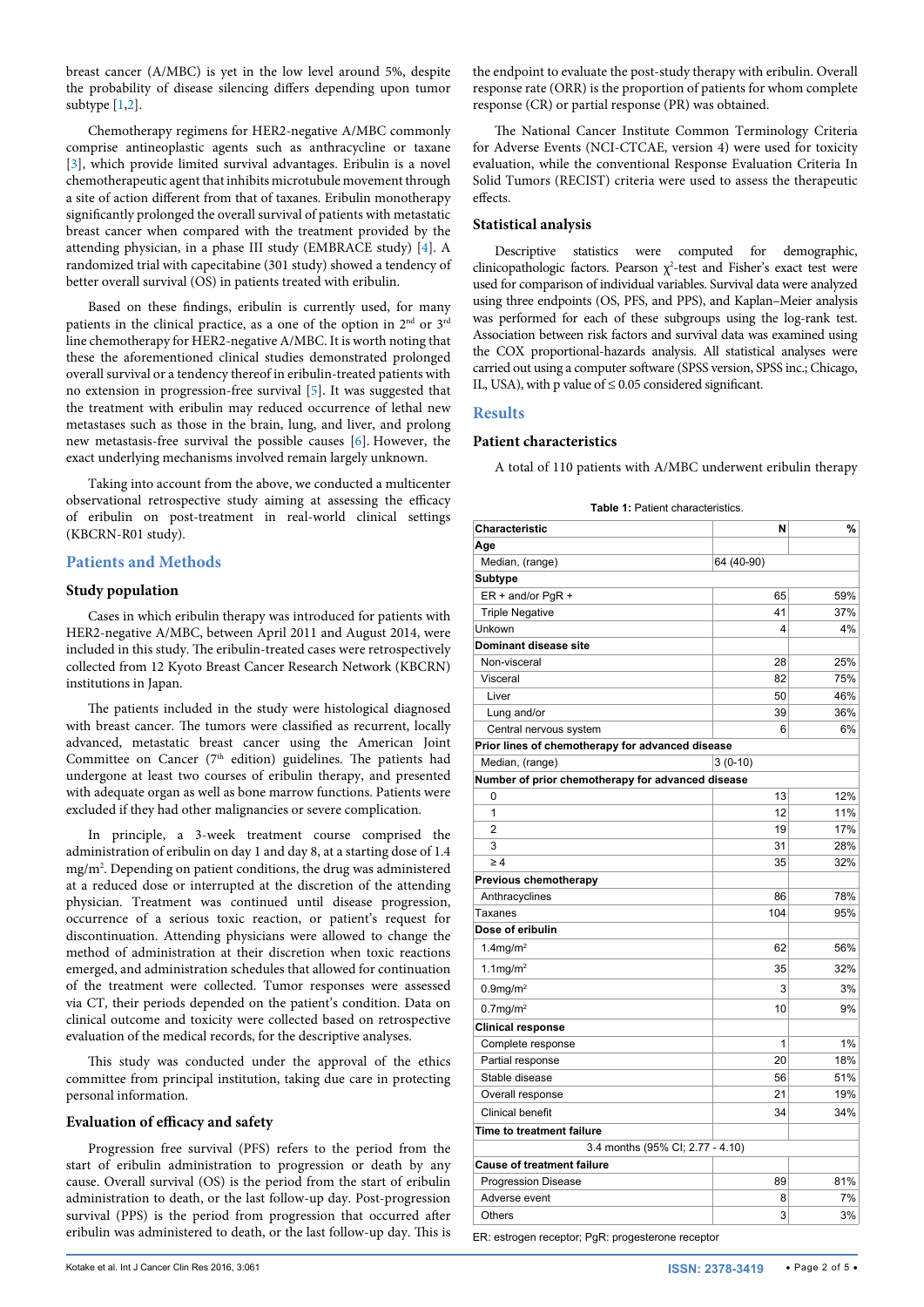breast cancer (A/MBC) is yet in the low level around 5%, despite the probability of disease silencing differs depending upon tumor subtype [1,2].

Chemotherapy regimens for HER2-negative A/MBC commonly comprise antineoplastic agents such as anthracycline or taxane [3], which provide limited survival advantages. Eribulin is a novel chemotherapeutic agent that inhibits microtubule movement through a site of action different from that of taxanes. Eribulin monotherapy significantly prolonged the overall survival of patients with metastatic breast cancer when compared with the treatment provided by the attending physician, in a phase III study (EMBRACE study) [4]. A randomized trial with capecitabine (301 study) showed a tendency of better overall survival (OS) in patients treated with eribulin.

Based on these findings, eribulin is currently used, for many patients in the clinical practice, as a one of the option in 2[nd] or 3[rd] line chemotherapy for HER2-negative A/MBC. It is worth noting that these the aforementioned clinical studies demonstrated prolonged overall survival or a tendency thereof in eribulin-treated patients with no extension in progression-free survival [5]. It was suggested that the treatment with eribulin may reduced occurrence of lethal new metastases such as those in the brain, lung, and liver, and prolong new metastasis-free survival the possible causes [6]. However, the exact underlying mechanisms involved remain largely unknown.

Taking into account from the above, we conducted a multicenter observational retrospective study aiming at assessing the efficacy of eribulin on post-treatment in real-world clinical settings (KBCRN-R01 study).

## Patients and Methods

### Study population

Cases in which eribulin therapy was introduced for patients with HER2-negative A/MBC, between April 2011 and August 2014, were included in this study. The eribulin-treated cases were retrospectively collected from 12 Kyoto Breast Cancer Research Network (KBCRN) institutions in Japan.

The patients included in the study were histological diagnosed with breast cancer. The tumors were classified as recurrent, locally advanced, metastatic breast cancer using the American Joint Committee on Cancer (7[th] edition) guidelines. The patients had undergone at least two courses of eribulin therapy, and presented with adequate organ as well as bone marrow functions. Patients were excluded if they had other malignancies or severe complication.

In principle, a 3-week treatment course comprised the administration of eribulin on day 1 and day 8, at a starting dose of 1.4 $mg/m^2$. Depending on patient conditions, the drug was administered at a reduced dose or interrupted at the discretion of the attending physician. Treatment was continued until disease progression, occurrence of a serious toxic reaction, or patient's request for discontinuation. Attending physicians were allowed to change the method of administration at their discretion when toxic reactions emerged, and administration schedules that allowed for continuation of the treatment were collected. Tumor responses were assessed via CT, their periods depended on the patient's condition. Data on clinical outcome and toxicity were collected based on retrospective evaluation of the medical records, for the descriptive analyses.

This study was conducted under the approval of the ethics committee from principal institution, taking due care in protecting personal information.

### Evaluation of efficacy and safety

Progression free survival (PFS) refers to the period from the start of eribulin administration to progression or death by any cause. Overall survival (OS) is the period from the start of eribulin administration to death, or the last follow-up day. Post-progression survival (PPS) is the period from progression that occurred after eribulin was administered to death, or the last follow-up day. This is the endpoint to evaluate the post-study therapy with eribulin. Overall response rate (ORR) is the proportion of patients for whom complete response (CR) or partial response (PR) was obtained.

The National Cancer Institute Common Terminology Criteria for Adverse Events (NCI-CTCAE, version 4) were used for toxicity evaluation, while the conventional Response Evaluation Criteria In Solid Tumors (RECIST) criteria were used to assess the therapeutic effects.

### Statistical analysis

Descriptive statistics were computed for demographic, clinicopathologic factors. Pearson $\chi^2$-test and Fisher's exact test were used for comparison of individual variables. Survival data were analyzed using three endpoints (OS, PFS, and PPS), and Kaplan–Meier analysis was performed for each of these subgroups using the log-rank test. Association between risk factors and survival data was examined using the COX proportional-hazards analysis. All statistical analyses were carried out using a computer software (SPSS version, SPSS inc.; Chicago, IL, USA), with p value of ≤ 0.05 considered significant.

## Results

### Patient characteristics

A total of 110 patients with A/MBC underwent eribulin therapy

**Table 1:** Patient characteristics.

| Characteristic | N | % |
|---|---|---|
| **Age** | | |
| Median, (range) | 64 (40-90) | |
| **Subtype** | | |
| ER + and/or PgR + | 65 | 59% |
| Triple Negative | 41 | 37% |
| Unkown | 4 | 4% |
| **Dominant disease site** | | |
| Non-visceral | 28 | 25% |
| Visceral | 82 | 75% |
| Liver | 50 | 46% |
| Lung and/or | 39 | 36% |
| Central nervous system | 6 | 6% |
| **Prior lines of chemotherapy for advanced disease** | | |
| Median, (range) | 3 (0-10) | |
| **Number of prior chemotherapy for advanced disease** | | |
| 0 | 13 | 12% |
| 1 | 12 | 11% |
| 2 | 19 | 17% |
| 3 | 31 | 28% |
| ≥ 4 | 35 | 32% |
| **Previous chemotherapy** | | |
| Anthracyclines | 86 | 78% |
| Taxanes | 104 | 95% |
| **Dose of eribulin** | | |
| 1.4$mg/m^2$ | 62 | 56% |
| 1.1$mg/m^2$ | 35 | 32% |
| 0.9$mg/m^2$ | 3 | 3% |
| 0.7$mg/m^2$ | 10 | 9% |
| **Clinical response** | | |
| Complete response | 1 | 1% |
| Partial response | 20 | 18% |
| Stable disease | 56 | 51% |
| Overall response | 21 | 19% |
| Clinical benefit | 34 | 34% |
| **Time to treatment failure** | | |
| 3.4 months (95% CI; 2.77 - 4.10) | | |
| **Cause of treatment failure** | | |
| Progression Disease | 89 | 81% |
| Adverse event | 8 | 7% |
| Others | 3 | 3% |

ER: estrogen receptor; PgR: progesterone receptor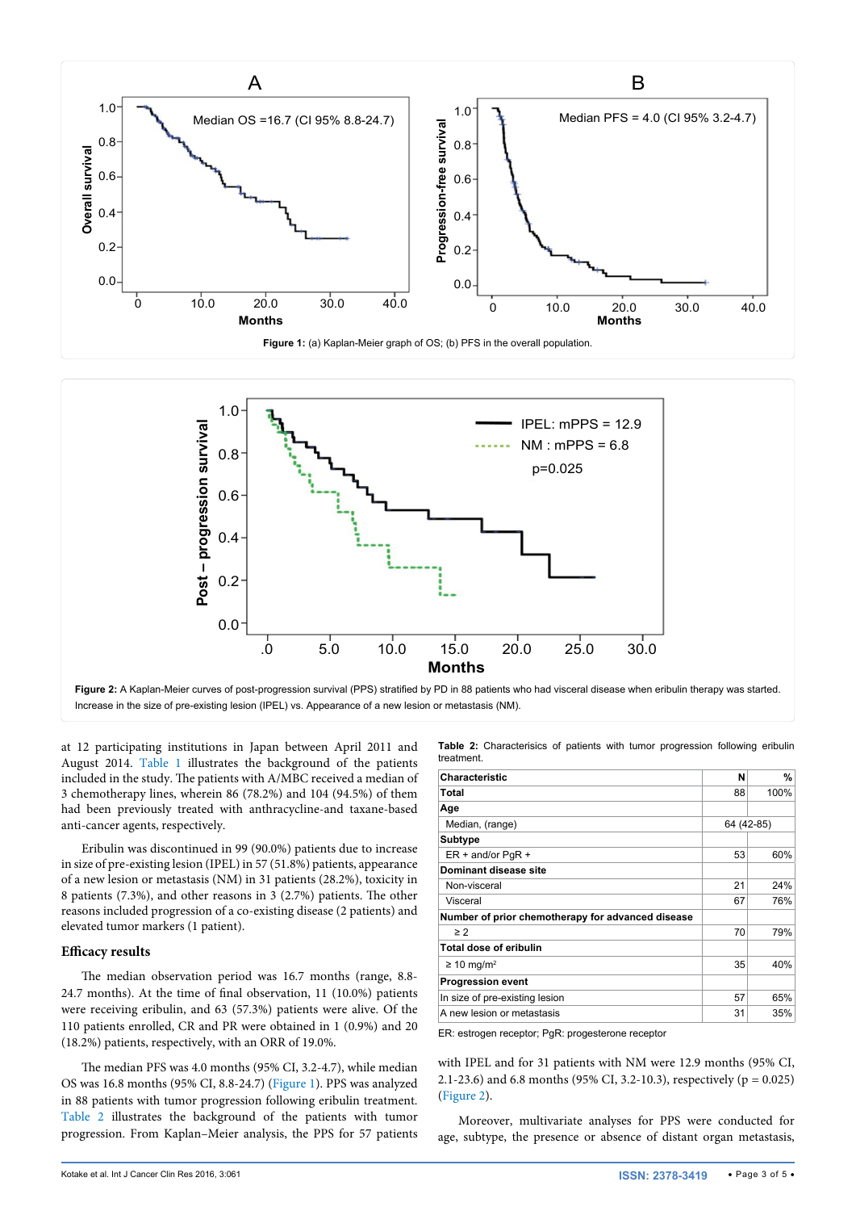Figure 1: (a) Kaplan-Meier graph of OS; (b) PFS in the overall population.

Figure 2: A Kaplan-Meier curves of post-progression survival (PPS) stratified by PD in 88 patients who had visceral disease when eribulin therapy was started. Increase in the size of pre-existing lesion (IPEL) vs. Appearance of a new lesion or metastasis (NM).

at 12 participating institutions in Japan between April 2011 and August 2014. Table 1 illustrates the background of the patients included in the study. The patients with A/MBC received a median of 3 chemotherapy lines, wherein 86 (78.2%) and 104 (94.5%) of them had been previously treated with anthracycline-and taxane-based anti-cancer agents, respectively.

Eribulin was discontinued in 99 (90.0%) patients due to increase in size of pre-existing lesion (IPEL) in 57 (51.8%) patients, appearance of a new lesion or metastasis (NM) in 31 patients (28.2%), toxicity in 8 patients (7.3%), and other reasons in 3 (2.7%) patients. The other reasons included progression of a co-existing disease (2 patients) and elevated tumor markers (1 patient).

## Efficacy results

The median observation period was 16.7 months (range, 8.8-24.7 months). At the time of final observation, 11 (10.0%) patients were receiving eribulin, and 63 (57.3%) patients were alive. Of the 110 patients enrolled, CR and PR were obtained in 1 (0.9%) and 20 (18.2%) patients, respectively, with an ORR of 19.0%.

The median PFS was 4.0 months (95% CI, 3.2-4.7), while median OS was 16.8 months (95% CI, 8.8-24.7) (Figure 1). PPS was analyzed in 88 patients with tumor progression following eribulin treatment. Table 2 illustrates the background of the patients with tumor progression. From Kaplan–Meier analysis, the PPS for 57 patients with IPEL and for 31 patients with NM were 12.9 months (95% CI, 2.1-23.6) and 6.8 months (95% CI, 3.2-10.3), respectively ($p = 0.025$) (Figure 2).

Table 2: Characteristics of patients with tumor progression following eribulin treatment.

| Characteristic | N | % |
|---|---|---|
| Total | 88 | 100% |
| **Age** | | |
| Median, (range) | 64 (42-85) | |
| **Subtype** | | |
| ER + and/or PgR + | 53 | 60% |
| **Dominant disease site** | | |
| Non-visceral | 21 | 24% |
| Visceral | 67 | 76% |
| **Number of prior chemotherapy for advanced disease** | | |
| ≥ 2 | 70 | 79% |
| **Total dose of eribulin** | | |
| ≥ 10 mg/m² | 35 | 40% |
| **Progression event** | | |
| In size of pre-existing lesion | 57 | 65% |
| A new lesion or metastasis | 31 | 35% |

ER: estrogen receptor; PgR: progesterone receptor

Moreover, multivariate analyses for PPS were conducted for age, subtype, the presence or absence of distant organ metastasis,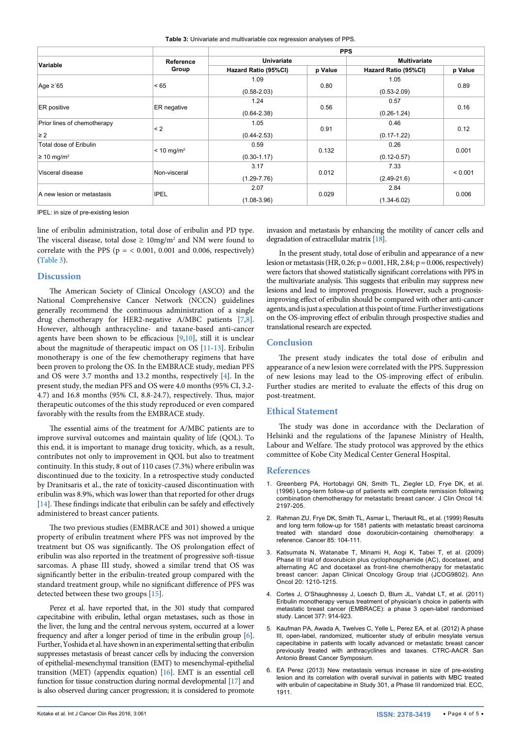**Table 3:** Univariate and multivariable cox regression analyses of PPS.

| Variable | Reference Group | PPS | | | |
|---|---|---|---|---|---|
| | | Univariate | | Multivariate | |
| | | Hazard Ratio (95%CI) | p Value | Hazard Ratio (95%CI) | p Value |
| Age ≥`65 | < 65 | 1.09 (0.58-2.03) | 0.80 | 1.05 (0.53-2.09) | 0.89 |
| ER positive | ER negative | 1.24 (0.64-2.38) | 0.56 | 0.57 (0.26-1.24) | 0.16 |
| Prior lines of chemotherapy ≥ 2 | < 2 | 1.05 (0.44-2.53) | 0.91 | 0.46 (0.17-1.22) | 0.12 |
| Total dose of Eribulin ≥ 10 mg/m$^2$ | < 10 mg/m$^2$ | 0.59 (0.30-1.17) | 0.132 | 0.26 (0.12-0.57) | 0.001 |
| Visceral disease | Non-visceral | 3.17 (1.29-7.76) | 0.012 | 7.33 (2.49-21.6) | < 0.001 |
| A new lesion or metastasis | IPEL | 2.07 (1.08-3.96) | 0.029 | 2.84 (1.34-6.02) | 0.006 |

IPEL: in size of pre-existing lesion

line of eribulin administration, total dose of eribulin and PD type. The visceral disease, total dose ≥ 10mg/m$^2$ and NM were found to correlate with the PPS ($p = < 0.001$, 0.001 and 0.006, respectively) (Table 3).

## Discussion

The American Society of Clinical Oncology (ASCO) and the National Comprehensive Cancer Network (NCCN) guidelines generally recommend the continuous administration of a single drug chemotherapy for HER2-negative A/MBC patients [7,8]. However, although anthracycline- and taxane-based anti-cancer agents have been shown to be efficacious [9,10], still it is unclear about the magnitude of therapeutic impact on OS [11-13]. Eribulin monotherapy is one of the few chemotherapy regimens that have been proven to prolong the OS. In the EMBRACE study, median PFS and OS were 3.7 months and 13.2 months, respectively [4]. In the present study, the median PFS and OS were 4.0 months (95% CI, 3.2-4.7) and 16.8 months (95% CI, 8.8-24.7), respectively. Thus, major therapeutic outcomes of the this study reproduced or even compared favorably with the results from the EMBRACE study.

The essential aims of the treatment for A/MBC patients are to improve survival outcomes and maintain quality of life (QOL). To this end, it is important to manage drug toxicity, which, as a result, contributes not only to improvement in QOL but also to treatment continuity. In this study, 8 out of 110 cases (7.3%) where eribulin was discontinued due to the toxicity. In a retrospective study conducted by Dranitsaris et al., the rate of toxicity-caused discontinuation with eribulin was 8.9%, which was lower than that reported for other drugs [14]. These findings indicate that eribulin can be safely and effectively administered to breast cancer patients.

The two previous studies (EMBRACE and 301) showed a unique property of eribulin treatment where PFS was not improved by the treatment but OS was significantly. The OS prolongation effect of eribulin was also reported in the treatment of progressive soft-tissue sarcomas. A phase III study, showed a similar trend that OS was significantly better in the eribulin-treated group compared with the standard treatment group, while no significant difference of PFS was detected between these two groups [15].

Perez et al. have reported that, in the 301 study that compared capecitabine with eribulin, lethal organ metastases, such as those in the liver, the lung and the central nervous system, occurred at a lower frequency and after a longer period of time in the eribulin group [6]. Further, Yoshida et al. have shown in an experimental setting that eribulin suppresses metastasis of breast cancer cells by inducing the conversion of epithelial-mesenchymal transition (EMT) to mesenchymal-epithelial transition (MET) (appendix equation) [16]. EMT is an essential cell function for tissue construction during normal developmental [17] and is also observed during cancer progression; it is considered to promote invasion and metastasis by enhancing the motility of cancer cells and degradation of extracellular matrix [18].

In the present study, total dose of eribulin and appearance of a new lesion or metastasis (HR, 0.26; $p = 0.001$, HR, 2.84; $p = 0.006$, respectively) were factors that showed statistically significant correlations with PPS in the multivariate analysis. This suggests that eribulin may suppress new lesions and lead to improved prognosis. However, such a prognosis-improving effect of eribulin should be compared with other anti-cancer agents, and is just a speculation at this point of time. Further investigations on the OS-improving effect of eribulin through prospective studies and translational research are expected.

## Conclusion

The present study indicates the total dose of eribulin and appearance of a new lesion were correlated with the PPS. Suppression of new lesions may lead to the OS-improving effect of eribulin. Further studies are merited to evaluate the effects of this drug on post-treatment.

## Ethical Statement

The study was done in accordance with the Declaration of Helsinki and the regulations of the Japanese Ministry of Health, Labour and Welfare. The study protocol was approved by the ethics committee of Kobe City Medical Center General Hospital.

## References

1. Greenberg PA, Hortobagyi GN, Smith TL, Ziegler LD, Frye DK, et al. (1996) Long-term follow-up of patients with complete remission following combination chemotherapy for metastatic breast cancer. J Clin Oncol 14: 2197-205.
2. Rahman ZU, Frye DK, Smith TL, Asmar L, Theriault RL, et al. (1999) Results and long term follow-up for 1581 patients with metastatic breast carcinoma treated with standard dose doxorubicin-containing chemotherapy: a reference. Cancer 85: 104-111.
3. Katsumata N, Watanabe T, Minami H, Aogi K, Tabei T, et al. (2009) Phase III trial of doxorubicin plus cyclophosphamide (AC), docetaxel, and alternating AC and docetaxel as front-line chemotherapy for metastatic breast cancer: Japan Clinical Oncology Group trial (JCOG9802). Ann Oncol 20: 1210-1215.
4. Cortes J, O'Shaughnessy J, Loesch D, Blum JL, Vahdat LT, et al. (2011) Eribulin monotherapy versus treatment of physician's choice in patients with metastatic breast cancer (EMBRACE): a phase 3 open-label randomised study. Lancet 377: 914-923.
5. Kaufman PA, Awada A, Twelves C, Yelle L, Perez EA, et al. (2012) A phase III, open-label, randomized, multicenter study of eribulin mesylate versus capecitabine in patients with locally advanced or metastatic breast cancer previously treated with anthracyclines and taxanes. CTRC-AACR San Antonio Breast Cancer Symposium.
6. EA Perez (2013) New metastasis versus increase in size of pre-existing lesion and its correlation with overall survival in patients with MBC treated with eribulin of capecitabine in Study 301, a Phase III randomized trial. ECC, 1911.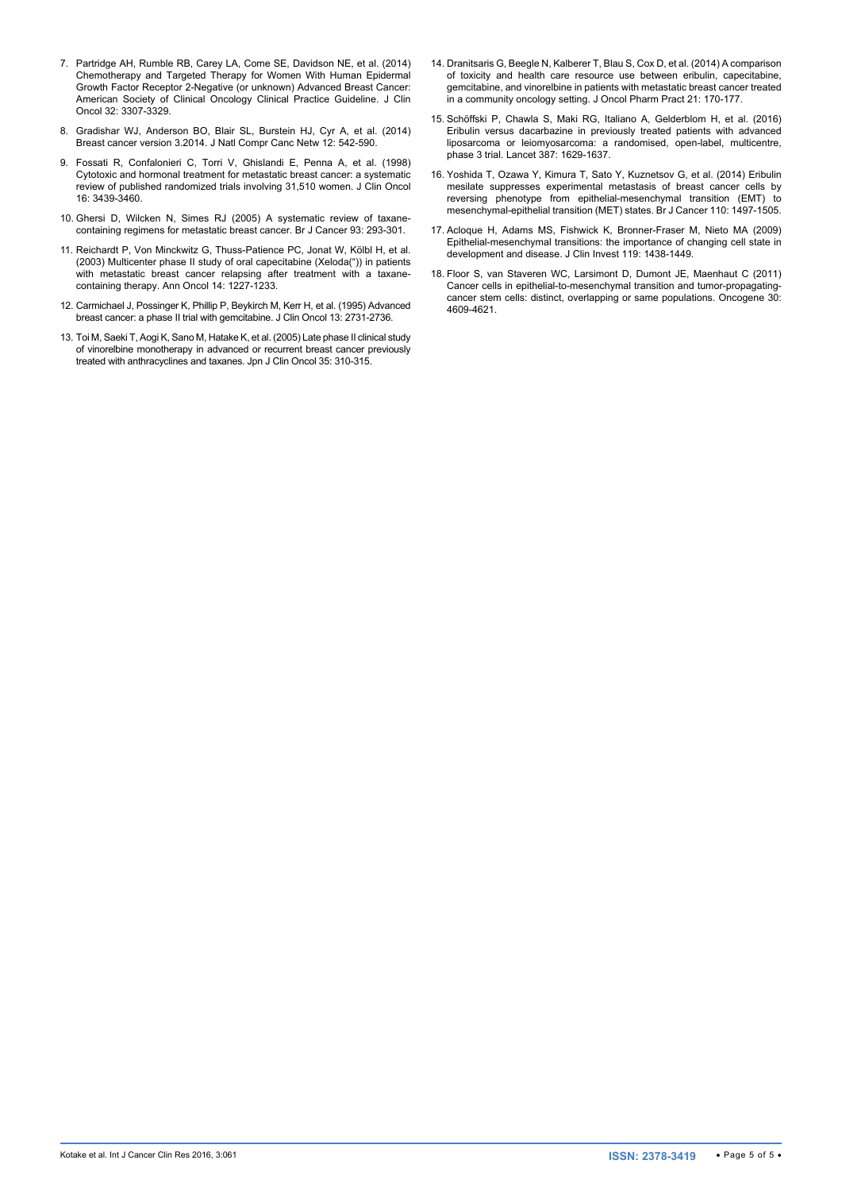7. Partridge AH, Rumble RB, Carey LA, Come SE, Davidson NE, et al. (2014) Chemotherapy and Targeted Therapy for Women With Human Epidermal Growth Factor Receptor 2-Negative (or unknown) Advanced Breast Cancer: American Society of Clinical Oncology Clinical Practice Guideline. J Clin Oncol 32: 3307-3329.

8. Gradishar WJ, Anderson BO, Blair SL, Burstein HJ, Cyr A, et al. (2014) Breast cancer version 3.2014. J Natl Compr Canc Netw 12: 542-590.

9. Fossati R, Confalonieri C, Torri V, Ghislandi E, Penna A, et al. (1998) Cytotoxic and hormonal treatment for metastatic breast cancer: a systematic review of published randomized trials involving 31,510 women. J Clin Oncol 16: 3439-3460.

10. Ghersi D, Wilcken N, Simes RJ (2005) A systematic review of taxane-containing regimens for metastatic breast cancer. Br J Cancer 93: 293-301.

11. Reichardt P, Von Minckwitz G, Thuss-Patience PC, Jonat W, Kölbl H, et al. (2003) Multicenter phase II study of oral capecitabine (Xeloda(")) in patients with metastatic breast cancer relapsing after treatment with a taxane-containing therapy. Ann Oncol 14: 1227-1233.

12. Carmichael J, Possinger K, Phillip P, Beykirch M, Kerr H, et al. (1995) Advanced breast cancer: a phase II trial with gemcitabine. J Clin Oncol 13: 2731-2736.

13. Toi M, Saeki T, Aogi K, Sano M, Hatake K, et al. (2005) Late phase II clinical study of vinorelbine monotherapy in advanced or recurrent breast cancer previously treated with anthracyclines and taxanes. Jpn J Clin Oncol 35: 310-315.

14. Dranitsaris G, Beegle N, Kalberer T, Blau S, Cox D, et al. (2014) A comparison of toxicity and health care resource use between eribulin, capecitabine, gemcitabine, and vinorelbine in patients with metastatic breast cancer treated in a community oncology setting. J Oncol Pharm Pract 21: 170-177.

15. Schöffski P, Chawla S, Maki RG, Italiano A, Gelderblom H, et al. (2016) Eribulin versus dacarbazine in previously treated patients with advanced liposarcoma or leiomyosarcoma: a randomised, open-label, multicentre, phase 3 trial. Lancet 387: 1629-1637.

16. Yoshida T, Ozawa Y, Kimura T, Sato Y, Kuznetsov G, et al. (2014) Eribulin mesilate suppresses experimental metastasis of breast cancer cells by reversing phenotype from epithelial-mesenchymal transition (EMT) to mesenchymal-epithelial transition (MET) states. Br J Cancer 110: 1497-1505.

17. Acloque H, Adams MS, Fishwick K, Bronner-Fraser M, Nieto MA (2009) Epithelial-mesenchymal transitions: the importance of changing cell state in development and disease. J Clin Invest 119: 1438-1449.

18. Floor S, van Staveren WC, Larsimont D, Dumont JE, Maenhaut C (2011) Cancer cells in epithelial-to-mesenchymal transition and tumor-propagating-cancer stem cells: distinct, overlapping or same populations. Oncogene 30: 4609-4621.